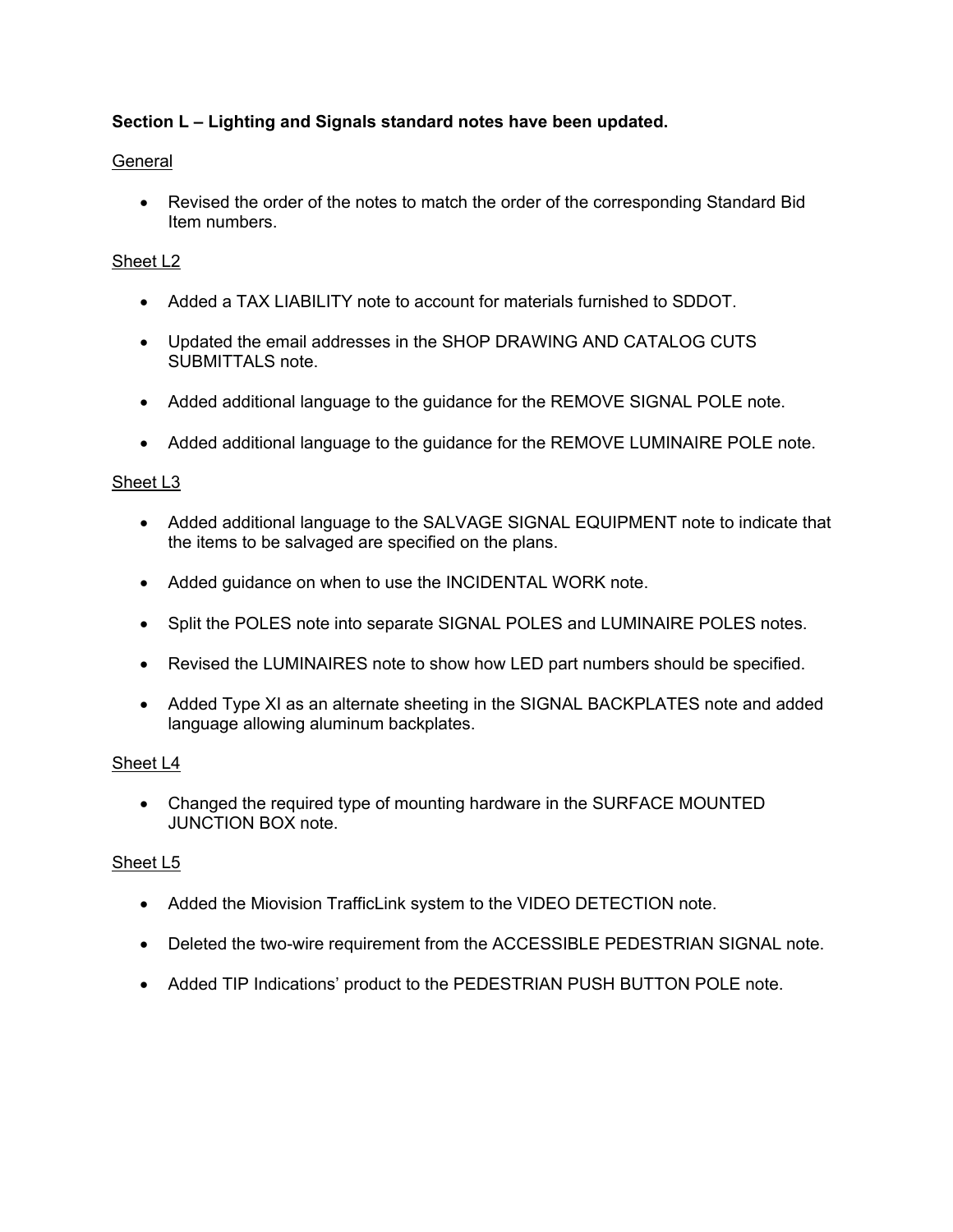**Section L – Lighting and Signals standard notes have been updated.**

General

- Revised the order of the notes to match the order of the corresponding Standard Bid Item numbers.

Sheet L2

- Added a TAX LIABILITY note to account for materials furnished to SDDOT.
- Updated the email addresses in the SHOP DRAWING AND CATALOG CUTS SUBMITTALS note.
- Added additional language to the guidance for the REMOVE SIGNAL POLE note.
- Added additional language to the guidance for the REMOVE LUMINAIRE POLE note.

Sheet L3

- Added additional language to the SALVAGE SIGNAL EQUIPMENT note to indicate that the items to be salvaged are specified on the plans.
- Added guidance on when to use the INCIDENTAL WORK note.
- Split the POLES note into separate SIGNAL POLES and LUMINAIRE POLES notes.
- Revised the LUMINAIRES note to show how LED part numbers should be specified.
- Added Type XI as an alternate sheeting in the SIGNAL BACKPLATES note and added language allowing aluminum backplates.

Sheet L4

- Changed the required type of mounting hardware in the SURFACE MOUNTED JUNCTION BOX note.

Sheet L5

- Added the Miovision TrafficLink system to the VIDEO DETECTION note.
- Deleted the two-wire requirement from the ACCESSIBLE PEDESTRIAN SIGNAL note.
- Added TIP Indications' product to the PEDESTRIAN PUSH BUTTON POLE note.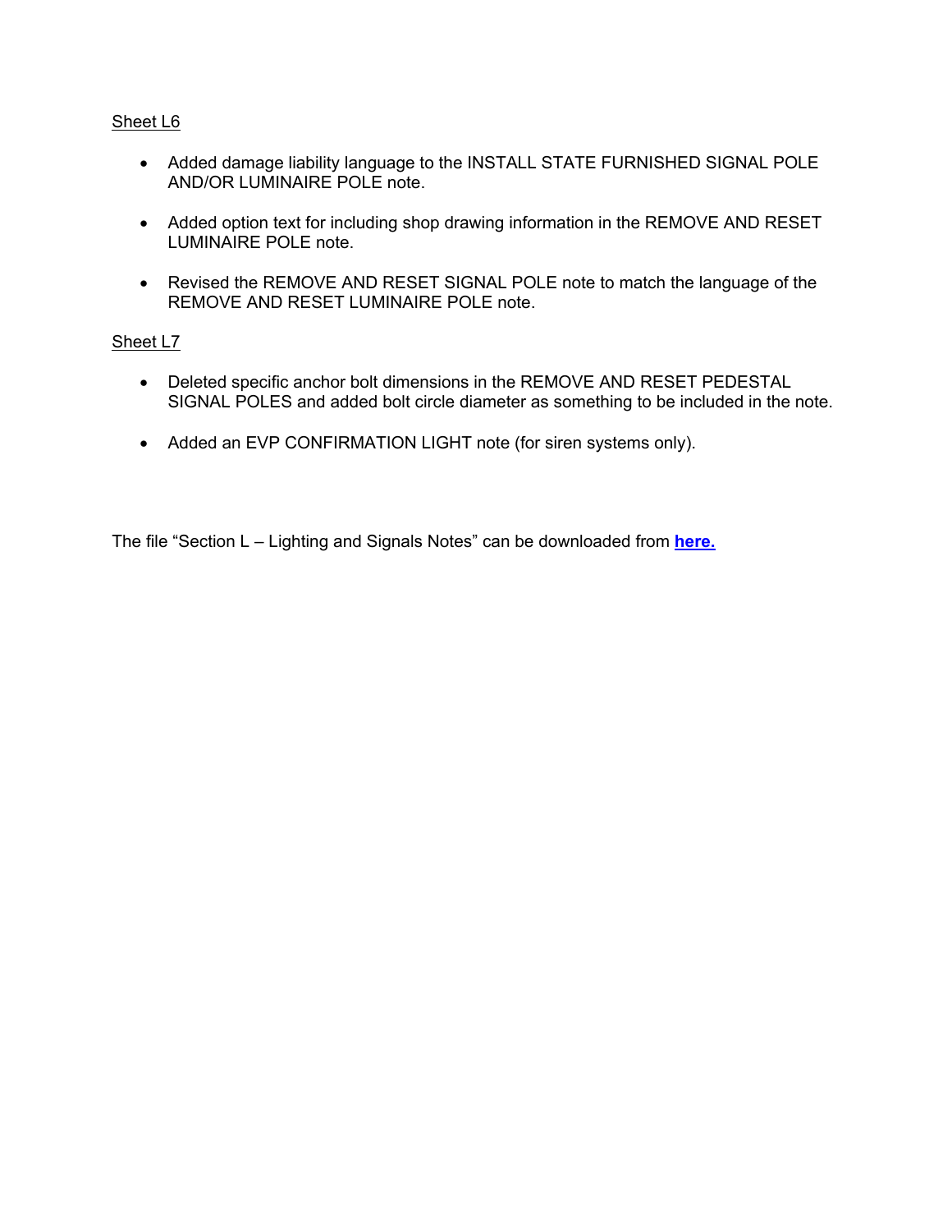Sheet L6

- Added damage liability language to the INSTALL STATE FURNISHED SIGNAL POLE AND/OR LUMINAIRE POLE note.

- Added option text for including shop drawing information in the REMOVE AND RESET LUMINAIRE POLE note.

- Revised the REMOVE AND RESET SIGNAL POLE note to match the language of the REMOVE AND RESET LUMINAIRE POLE note.

Sheet L7

- Deleted specific anchor bolt dimensions in the REMOVE AND RESET PEDESTAL SIGNAL POLES and added bolt circle diameter as something to be included in the note.

- Added an EVP CONFIRMATION LIGHT note (for siren systems only).

The file "Section L – Lighting and Signals Notes" can be downloaded from **here.**